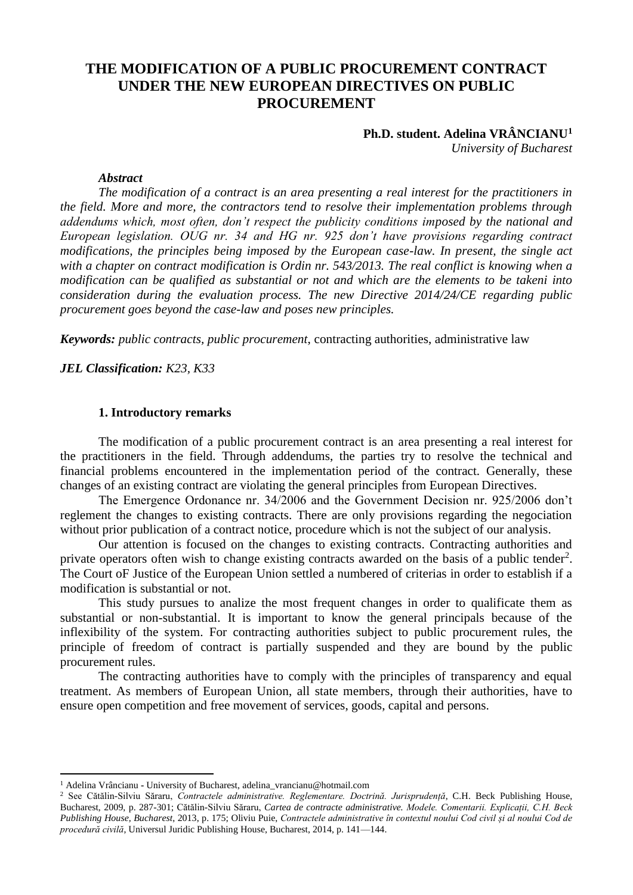# THE MODIFICATION OF A PUBLIC PROCUREMENT CONTRACT UNDER THE NEW EUROPEAN DIRECTIVES ON PUBLIC PROCUREMENT

**Ph.D. student. Adelina VRÂNCIANU**[1]
*University of Bucharest*

***Abstract***

*The modification of a contract is an area presenting a real interest for the practitioners in the field. More and more, the contractors tend to resolve their implementation problems through addendums which, most often, don't respect the publicity conditions imposed by the national and European legislation. OUG nr. 34 and HG nr. 925 don't have provisions regarding contract modifications, the principles being imposed by the European case-law. In present, the single act with a chapter on contract modification is Ordin nr. 543/2013. The real conflict is knowing when a modification can be qualified as substantial or not and which are the elements to be takeni into consideration during the evaluation process. The new Directive 2014/24/CE regarding public procurement goes beyond the case-law and poses new principles.*

***Keywords:*** *public contracts, public procurement,* contracting authorities, administrative law

***JEL Classification:*** *K23, K33*

## 1. Introductory remarks

The modification of a public procurement contract is an area presenting a real interest for the practitioners in the field. Through addendums, the parties try to resolve the technical and financial problems encountered in the implementation period of the contract. Generally, these changes of an existing contract are violating the general principles from European Directives.

The Emergence Ordonance nr. 34/2006 and the Government Decision nr. 925/2006 don't reglement the changes to existing contracts. There are only provisions regarding the negociation without prior publication of a contract notice, procedure which is not the subject of our analysis.

Our attention is focused on the changes to existing contracts. Contracting authorities and private operators often wish to change existing contracts awarded on the basis of a public tender[2]. The Court oF Justice of the European Union settled a numbered of criterias in order to establish if a modification is substantial or not.

This study pursues to analize the most frequent changes in order to qualificate them as substantial or non-substantial. It is important to know the general principals because of the inflexibility of the system. For contracting authorities subject to public procurement rules, the principle of freedom of contract is partially suspended and they are bound by the public procurement rules.

The contracting authorities have to comply with the principles of transparency and equal treatment. As members of European Union, all state members, through their authorities, have to ensure open competition and free movement of services, goods, capital and persons.

---

[1] Adelina Vrâncianu - University of Bucharest, adelina_vrancianu@hotmail.com

[2] See Cătălin-Silviu Săraru, *Contractele administrative. Reglementare. Doctrină. Jurisprudență*, C.H. Beck Publishing House, Bucharest, 2009, p. 287-301; Cătălin-Silviu Săraru, *Cartea de contracte administrative. Modele. Comentarii. Explicații, C.H. Beck Publishing House, Bucharest*, 2013, p. 175; Oliviu Puie, *Contractele administrative în contextul noului Cod civil și al noului Cod de procedură civilă*, Universul Juridic Publishing House, Bucharest, 2014, p. 141—144.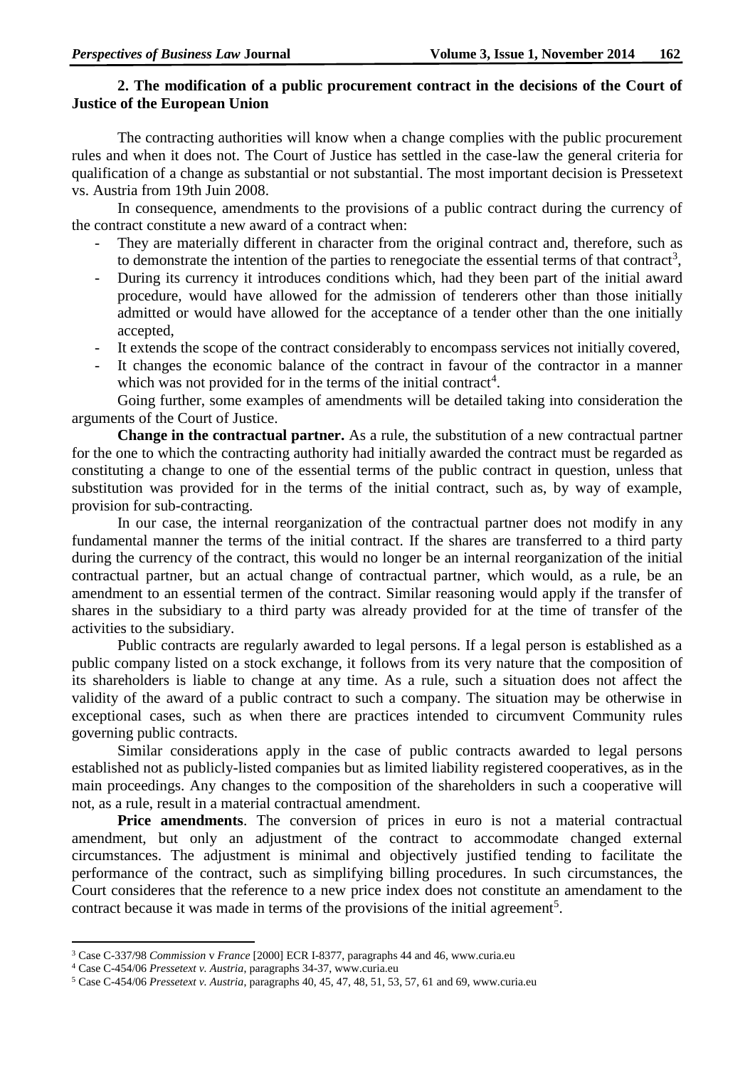## 2. The modification of a public procurement contract in the decisions of the Court of Justice of the European Union

The contracting authorities will know when a change complies with the public procurement rules and when it does not. The Court of Justice has settled in the case-law the general criteria for qualification of a change as substantial or not substantial. The most important decision is Pressetext vs. Austria from 19th Juin 2008.

In consequence, amendments to the provisions of a public contract during the currency of the contract constitute a new award of a contract when:

- They are materially different in character from the original contract and, therefore, such as to demonstrate the intention of the parties to renegociate the essential terms of that contract[3],
- During its currency it introduces conditions which, had they been part of the initial award procedure, would have allowed for the admission of tenderers other than those initially admitted or would have allowed for the acceptance of a tender other than the one initially accepted,
- It extends the scope of the contract considerably to encompass services not initially covered,
- It changes the economic balance of the contract in favour of the contractor in a manner which was not provided for in the terms of the initial contract[4].

Going further, some examples of amendments will be detailed taking into consideration the arguments of the Court of Justice.

**Change in the contractual partner.** As a rule, the substitution of a new contractual partner for the one to which the contracting authority had initially awarded the contract must be regarded as constituting a change to one of the essential terms of the public contract in question, unless that substitution was provided for in the terms of the initial contract, such as, by way of example, provision for sub-contracting.

In our case, the internal reorganization of the contractual partner does not modify in any fundamental manner the terms of the initial contract. If the shares are transferred to a third party during the currency of the contract, this would no longer be an internal reorganization of the initial contractual partner, but an actual change of contractual partner, which would, as a rule, be an amendment to an essential termen of the contract. Similar reasoning would apply if the transfer of shares in the subsidiary to a third party was already provided for at the time of transfer of the activities to the subsidiary.

Public contracts are regularly awarded to legal persons. If a legal person is established as a public company listed on a stock exchange, it follows from its very nature that the composition of its shareholders is liable to change at any time. As a rule, such a situation does not affect the validity of the award of a public contract to such a company. The situation may be otherwise in exceptional cases, such as when there are practices intended to circumvent Community rules governing public contracts.

Similar considerations apply in the case of public contracts awarded to legal persons established not as publicly-listed companies but as limited liability registered cooperatives, as in the main proceedings. Any changes to the composition of the shareholders in such a cooperative will not, as a rule, result in a material contractual amendment.

**Price amendments**. The conversion of prices in euro is not a material contractual amendment, but only an adjustment of the contract to accommodate changed external circumstances. The adjustment is minimal and objectively justified tending to facilitate the performance of the contract, such as simplifying billing procedures. In such circumstances, the Court consideres that the reference to a new price index does not constitute an amendament to the contract because it was made in terms of the provisions of the initial agreement[5].

---

[3] Case C-337/98 *Commission* v *France* [2000] ECR I-8377, paragraphs 44 and 46, www.curia.eu

[4] Case C-454/06 *Pressetext v. Austria*, paragraphs 34-37, www.curia.eu

[5] Case C-454/06 *Pressetext v. Austria*, paragraphs 40, 45, 47, 48, 51, 53, 57, 61 and 69, www.curia.eu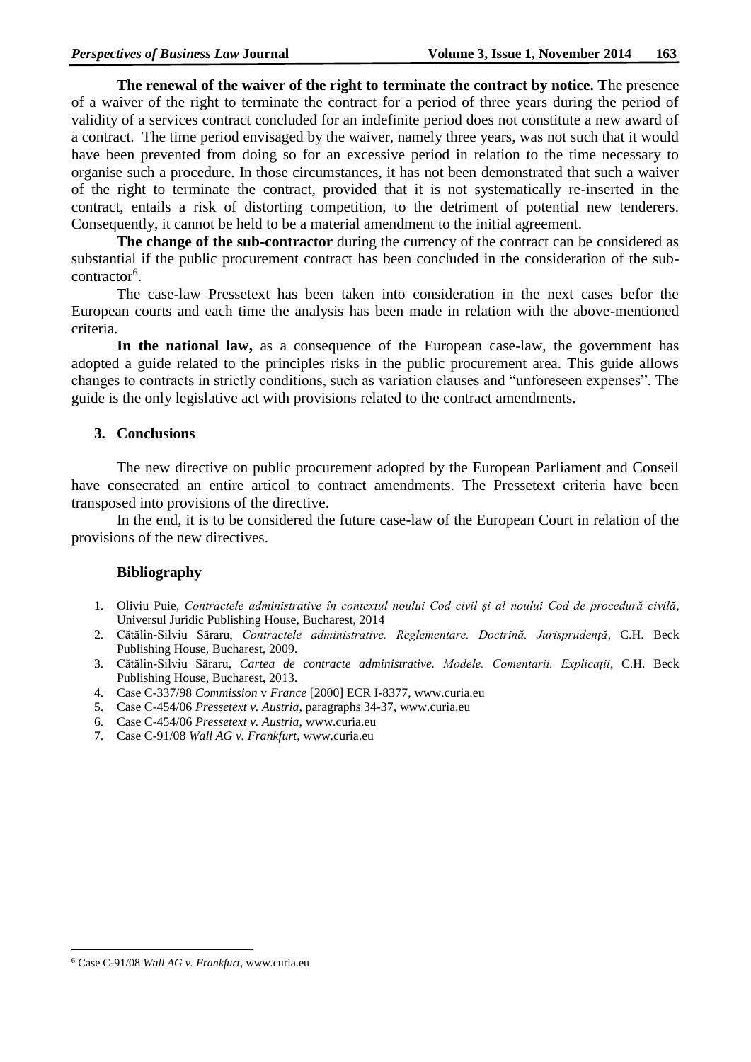**The renewal of the waiver of the right to terminate the contract by notice. T**he presence of a waiver of the right to terminate the contract for a period of three years during the period of validity of a services contract concluded for an indefinite period does not constitute a new award of a contract. The time period envisaged by the waiver, namely three years, was not such that it would have been prevented from doing so for an excessive period in relation to the time necessary to organise such a procedure. In those circumstances, it has not been demonstrated that such a waiver of the right to terminate the contract, provided that it is not systematically re-inserted in the contract, entails a risk of distorting competition, to the detriment of potential new tenderers. Consequently, it cannot be held to be a material amendment to the initial agreement.

**The change of the sub-contractor** during the currency of the contract can be considered as substantial if the public procurement contract has been concluded in the consideration of the sub-contractor[6].

The case-law Pressetext has been taken into consideration in the next cases befor the European courts and each time the analysis has been made in relation with the above-mentioned criteria.

**In the national law,** as a consequence of the European case-law, the government has adopted a guide related to the principles risks in the public procurement area. This guide allows changes to contracts in strictly conditions, such as variation clauses and "unforeseen expenses". The guide is the only legislative act with provisions related to the contract amendments.

## 3. Conclusions

The new directive on public procurement adopted by the European Parliament and Conseil have consecrated an entire articol to contract amendments. The Pressetext criteria have been transposed into provisions of the directive.

In the end, it is to be considered the future case-law of the European Court in relation of the provisions of the new directives.

## Bibliography

1. Oliviu Puie, *Contractele administrative în contextul noului Cod civil și al noului Cod de procedură civilă*, Universul Juridic Publishing House, Bucharest, 2014
2. Cătălin-Silviu Săraru, *Contractele administrative. Reglementare. Doctrină. Jurisprudență*, C.H. Beck Publishing House, Bucharest, 2009.
3. Cătălin-Silviu Săraru, *Cartea de contracte administrative. Modele. Comentarii. Explicații*, C.H. Beck Publishing House, Bucharest, 2013.
4. Case C-337/98 *Commission* v *France* [2000] ECR I-8377, www.curia.eu
5. Case C-454/06 *Pressetext v. Austria*, paragraphs 34-37, www.curia.eu
6. Case C-454/06 *Pressetext v. Austria*, www.curia.eu
7. Case C-91/08 *Wall AG v. Frankfurt*, www.curia.eu

[6] Case C-91/08 *Wall AG v. Frankfurt*, www.curia.eu